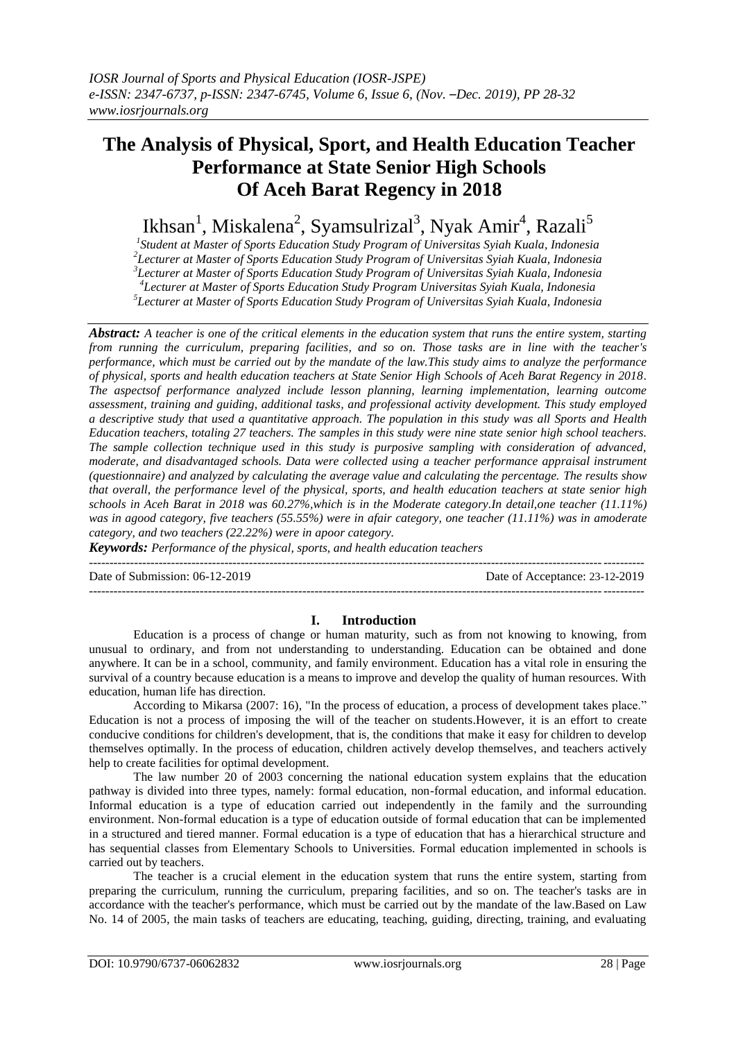# The Analysis of Physical, Sport, and Health Education Teacher Performance at State Senior High Schools Of Aceh Barat Regency in 2018

Ikhsan[1], Miskalena[2], Syamsulrizal[3], Nyak Amir[4], Razali[5]

[1]Student at Master of Sports Education Study Program of Universitas Syiah Kuala, Indonesia
[2]Lecturer at Master of Sports Education Study Program of Universitas Syiah Kuala, Indonesia
[3]Lecturer at Master of Sports Education Study Program of Universitas Syiah Kuala, Indonesia
[4]Lecturer at Master of Sports Education Study Program Universitas Syiah Kuala, Indonesia
[5]Lecturer at Master of Sports Education Study Program of Universitas Syiah Kuala, Indonesia

***Abstract:*** *A teacher is one of the critical elements in the education system that runs the entire system, starting from running the curriculum, preparing facilities, and so on. Those tasks are in line with the teacher's performance, which must be carried out by the mandate of the law.This study aims to analyze the performance of physical, sports and health education teachers at State Senior High Schools of Aceh Barat Regency in 2018. The aspectsof performance analyzed include lesson planning, learning implementation, learning outcome assessment, training and guiding, additional tasks, and professional activity development. This study employed a descriptive study that used a quantitative approach. The population in this study was all Sports and Health Education teachers, totaling 27 teachers. The samples in this study were nine state senior high school teachers. The sample collection technique used in this study is purposive sampling with consideration of advanced, moderate, and disadvantaged schools. Data were collected using a teacher performance appraisal instrument (questionnaire) and analyzed by calculating the average value and calculating the percentage. The results show that overall, the performance level of the physical, sports, and health education teachers at state senior high schools in Aceh Barat in 2018 was 60.27%,which is in the Moderate category.In detail,one teacher (11.11%) was in agood category, five teachers (55.55%) were in afair category, one teacher (11.11%) was in amoderate category, and two teachers (22.22%) were in apoor category.*

***Keywords:*** *Performance of the physical, sports, and health education teachers*

---

Date of Submission: 06-12-2019 Date of Acceptance: 23-12-2019

---

## I. Introduction

Education is a process of change or human maturity, such as from not knowing to knowing, from unusual to ordinary, and from not understanding to understanding. Education can be obtained and done anywhere. It can be in a school, community, and family environment. Education has a vital role in ensuring the survival of a country because education is a means to improve and develop the quality of human resources. With education, human life has direction.

According to Mikarsa (2007: 16), "In the process of education, a process of development takes place." Education is not a process of imposing the will of the teacher on students.However, it is an effort to create conducive conditions for children's development, that is, the conditions that make it easy for children to develop themselves optimally. In the process of education, children actively develop themselves, and teachers actively help to create facilities for optimal development.

The law number 20 of 2003 concerning the national education system explains that the education pathway is divided into three types, namely: formal education, non-formal education, and informal education. Informal education is a type of education carried out independently in the family and the surrounding environment. Non-formal education is a type of education outside of formal education that can be implemented in a structured and tiered manner. Formal education is a type of education that has a hierarchical structure and has sequential classes from Elementary Schools to Universities. Formal education implemented in schools is carried out by teachers.

The teacher is a crucial element in the education system that runs the entire system, starting from preparing the curriculum, running the curriculum, preparing facilities, and so on. The teacher's tasks are in accordance with the teacher's performance, which must be carried out by the mandate of the law.Based on Law No. 14 of 2005, the main tasks of teachers are educating, teaching, guiding, directing, training, and evaluating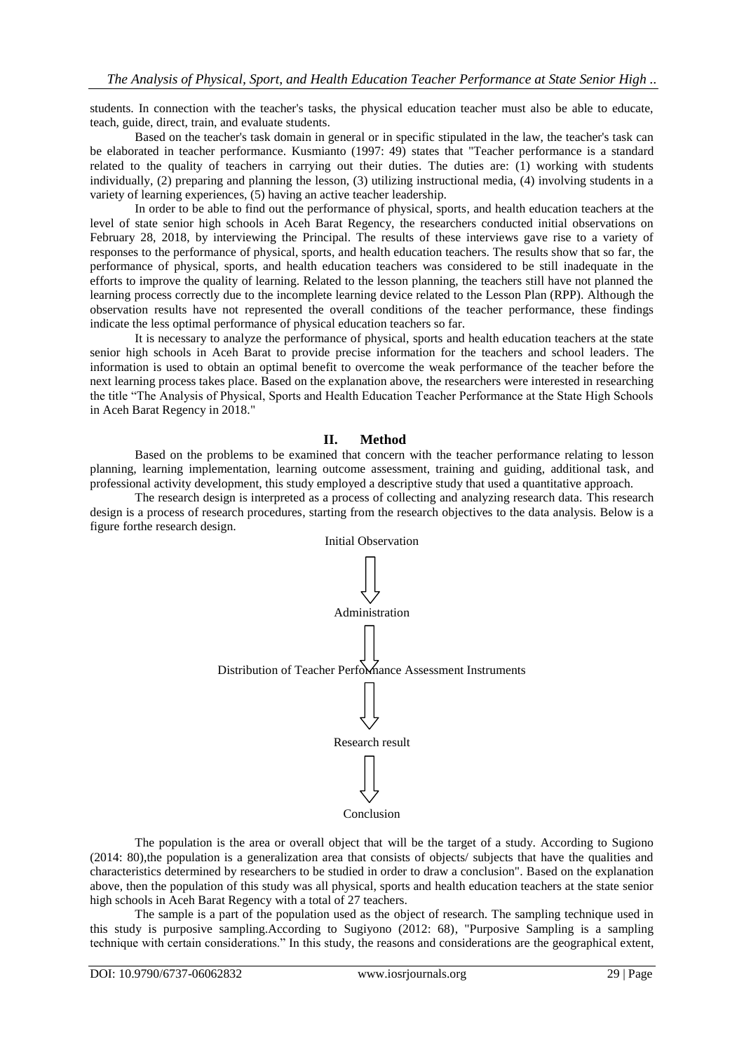students. In connection with the teacher's tasks, the physical education teacher must also be able to educate, teach, guide, direct, train, and evaluate students.

Based on the teacher's task domain in general or in specific stipulated in the law, the teacher's task can be elaborated in teacher performance. Kusmianto (1997: 49) states that "Teacher performance is a standard related to the quality of teachers in carrying out their duties. The duties are: (1) working with students individually, (2) preparing and planning the lesson, (3) utilizing instructional media, (4) involving students in a variety of learning experiences, (5) having an active teacher leadership.

In order to be able to find out the performance of physical, sports, and health education teachers at the level of state senior high schools in Aceh Barat Regency, the researchers conducted initial observations on February 28, 2018, by interviewing the Principal. The results of these interviews gave rise to a variety of responses to the performance of physical, sports, and health education teachers. The results show that so far, the performance of physical, sports, and health education teachers was considered to be still inadequate in the efforts to improve the quality of learning. Related to the lesson planning, the teachers still have not planned the learning process correctly due to the incomplete learning device related to the Lesson Plan (RPP). Although the observation results have not represented the overall conditions of the teacher performance, these findings indicate the less optimal performance of physical education teachers so far.

It is necessary to analyze the performance of physical, sports and health education teachers at the state senior high schools in Aceh Barat to provide precise information for the teachers and school leaders. The information is used to obtain an optimal benefit to overcome the weak performance of the teacher before the next learning process takes place. Based on the explanation above, the researchers were interested in researching the title "The Analysis of Physical, Sports and Health Education Teacher Performance at the State High Schools in Aceh Barat Regency in 2018."

## II. Method

Based on the problems to be examined that concern with the teacher performance relating to lesson planning, learning implementation, learning outcome assessment, training and guiding, additional task, and professional activity development, this study employed a descriptive study that used a quantitative approach.

The research design is interpreted as a process of collecting and analyzing research data. This research design is a process of research procedures, starting from the research objectives to the data analysis. Below is a figure forthe research design.

Initial Observation

⇓

Administration

⇓

Distribution of Teacher Performance Assessment Instruments

⇓

Research result

⇓

Conclusion

The population is the area or overall object that will be the target of a study. According to Sugiono (2014: 80),the population is a generalization area that consists of objects/ subjects that have the qualities and characteristics determined by researchers to be studied in order to draw a conclusion". Based on the explanation above, then the population of this study was all physical, sports and health education teachers at the state senior high schools in Aceh Barat Regency with a total of 27 teachers.

The sample is a part of the population used as the object of research. The sampling technique used in this study is purposive sampling.According to Sugiyono (2012: 68), "Purposive Sampling is a sampling technique with certain considerations." In this study, the reasons and considerations are the geographical extent,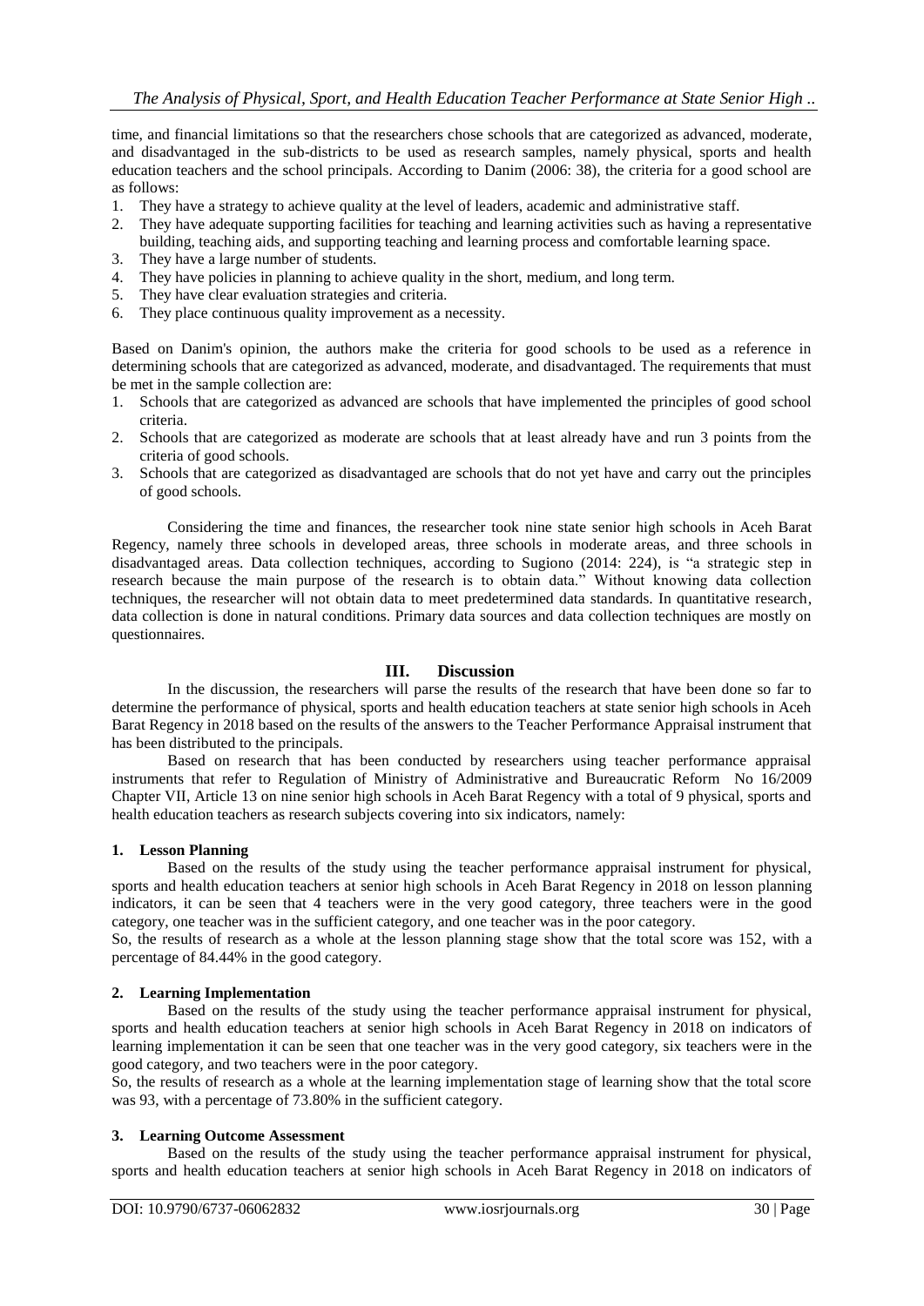time, and financial limitations so that the researchers chose schools that are categorized as advanced, moderate, and disadvantaged in the sub-districts to be used as research samples, namely physical, sports and health education teachers and the school principals. According to Danim (2006: 38), the criteria for a good school are as follows:

1. They have a strategy to achieve quality at the level of leaders, academic and administrative staff.
2. They have adequate supporting facilities for teaching and learning activities such as having a representative building, teaching aids, and supporting teaching and learning process and comfortable learning space.
3. They have a large number of students.
4. They have policies in planning to achieve quality in the short, medium, and long term.
5. They have clear evaluation strategies and criteria.
6. They place continuous quality improvement as a necessity.

Based on Danim's opinion, the authors make the criteria for good schools to be used as a reference in determining schools that are categorized as advanced, moderate, and disadvantaged. The requirements that must be met in the sample collection are:

1. Schools that are categorized as advanced are schools that have implemented the principles of good school criteria.
2. Schools that are categorized as moderate are schools that at least already have and run 3 points from the criteria of good schools.
3. Schools that are categorized as disadvantaged are schools that do not yet have and carry out the principles of good schools.

Considering the time and finances, the researcher took nine state senior high schools in Aceh Barat Regency, namely three schools in developed areas, three schools in moderate areas, and three schools in disadvantaged areas. Data collection techniques, according to Sugiono (2014: 224), is "a strategic step in research because the main purpose of the research is to obtain data." Without knowing data collection techniques, the researcher will not obtain data to meet predetermined data standards. In quantitative research, data collection is done in natural conditions. Primary data sources and data collection techniques are mostly on questionnaires.

## III. Discussion

In the discussion, the researchers will parse the results of the research that have been done so far to determine the performance of physical, sports and health education teachers at state senior high schools in Aceh Barat Regency in 2018 based on the results of the answers to the Teacher Performance Appraisal instrument that has been distributed to the principals.

Based on research that has been conducted by researchers using teacher performance appraisal instruments that refer to Regulation of Ministry of Administrative and Bureaucratic Reform No 16/2009 Chapter VII, Article 13 on nine senior high schools in Aceh Barat Regency with a total of 9 physical, sports and health education teachers as research subjects covering into six indicators, namely:

### 1. Lesson Planning

Based on the results of the study using the teacher performance appraisal instrument for physical, sports and health education teachers at senior high schools in Aceh Barat Regency in 2018 on lesson planning indicators, it can be seen that 4 teachers were in the very good category, three teachers were in the good category, one teacher was in the sufficient category, and one teacher was in the poor category.

So, the results of research as a whole at the lesson planning stage show that the total score was 152, with a percentage of 84.44% in the good category.

### 2. Learning Implementation

Based on the results of the study using the teacher performance appraisal instrument for physical, sports and health education teachers at senior high schools in Aceh Barat Regency in 2018 on indicators of learning implementation it can be seen that one teacher was in the very good category, six teachers were in the good category, and two teachers were in the poor category.

So, the results of research as a whole at the learning implementation stage of learning show that the total score was 93, with a percentage of 73.80% in the sufficient category.

### 3. Learning Outcome Assessment

Based on the results of the study using the teacher performance appraisal instrument for physical, sports and health education teachers at senior high schools in Aceh Barat Regency in 2018 on indicators of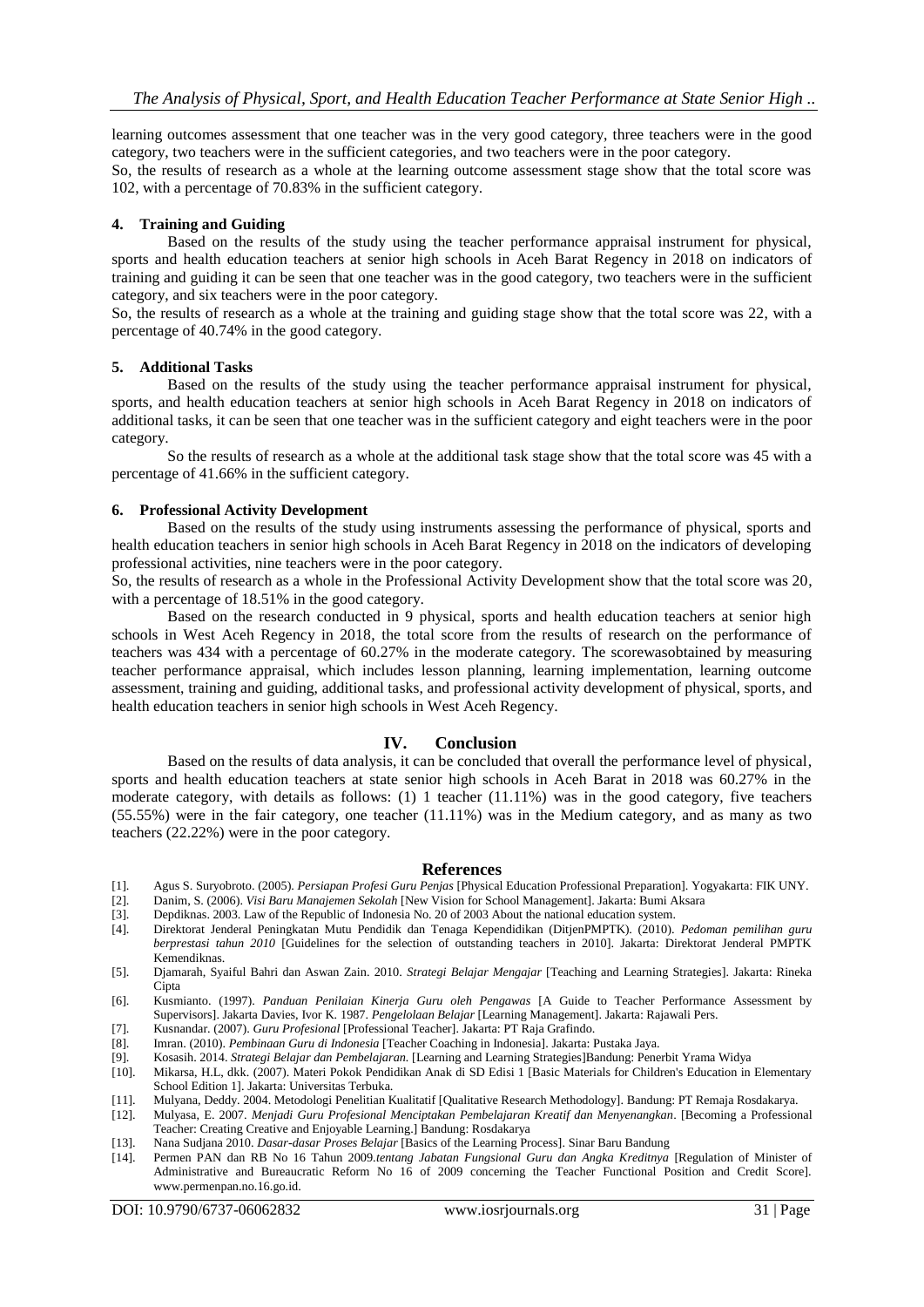learning outcomes assessment that one teacher was in the very good category, three teachers were in the good category, two teachers were in the sufficient categories, and two teachers were in the poor category.
So, the results of research as a whole at the learning outcome assessment stage show that the total score was 102, with a percentage of 70.83% in the sufficient category.

#### 4. Training and Guiding

Based on the results of the study using the teacher performance appraisal instrument for physical, sports and health education teachers at senior high schools in Aceh Barat Regency in 2018 on indicators of training and guiding it can be seen that one teacher was in the good category, two teachers were in the sufficient category, and six teachers were in the poor category.
So, the results of research as a whole at the training and guiding stage show that the total score was 22, with a percentage of 40.74% in the good category.

#### 5. Additional Tasks

Based on the results of the study using the teacher performance appraisal instrument for physical, sports, and health education teachers at senior high schools in Aceh Barat Regency in 2018 on indicators of additional tasks, it can be seen that one teacher was in the sufficient category and eight teachers were in the poor category.

So the results of research as a whole at the additional task stage show that the total score was 45 with a percentage of 41.66% in the sufficient category.

#### 6. Professional Activity Development

Based on the results of the study using instruments assessing the performance of physical, sports and health education teachers in senior high schools in Aceh Barat Regency in 2018 on the indicators of developing professional activities, nine teachers were in the poor category.
So, the results of research as a whole in the Professional Activity Development show that the total score was 20, with a percentage of 18.51% in the good category.

Based on the research conducted in 9 physical, sports and health education teachers at senior high schools in West Aceh Regency in 2018, the total score from the results of research on the performance of teachers was 434 with a percentage of 60.27% in the moderate category. The scorewasobtained by measuring teacher performance appraisal, which includes lesson planning, learning implementation, learning outcome assessment, training and guiding, additional tasks, and professional activity development of physical, sports, and health education teachers in senior high schools in West Aceh Regency.

## IV. Conclusion

Based on the results of data analysis, it can be concluded that overall the performance level of physical, sports and health education teachers at state senior high schools in Aceh Barat in 2018 was 60.27% in the moderate category, with details as follows: (1) 1 teacher (11.11%) was in the good category, five teachers (55.55%) were in the fair category, one teacher (11.11%) was in the Medium category, and as many as two teachers (22.22%) were in the poor category.

## References

[1]. Agus S. Suryobroto. (2005). *Persiapan Profesi Guru Penjas* [Physical Education Professional Preparation]. Yogyakarta: FIK UNY.
[2]. Danim, S. (2006). *Visi Baru Manajemen Sekolah* [New Vision for School Management]. Jakarta: Bumi Aksara
[3]. Depdiknas. 2003. Law of the Republic of Indonesia No. 20 of 2003 About the national education system.
[4]. Direktorat Jenderal Peningkatan Mutu Pendidik dan Tenaga Kependidikan (DitjenPMPTK). (2010). *Pedoman pemilihan guru berprestasi tahun 2010* [Guidelines for the selection of outstanding teachers in 2010]. Jakarta: Direktorat Jenderal PMPTK Kemendiknas.
[5]. Djamarah, Syaiful Bahri dan Aswan Zain. 2010. *Strategi Belajar Mengajar* [Teaching and Learning Strategies]. Jakarta: Rineka Cipta
[6]. Kusmianto. (1997). *Panduan Penilaian Kinerja Guru oleh Pengawas* [A Guide to Teacher Performance Assessment by Supervisors]. Jakarta Davies, Ivor K. 1987. *Pengelolaan Belajar* [Learning Management]. Jakarta: Rajawali Pers.
[7]. Kusnandar. (2007). *Guru Profesional* [Professional Teacher]. Jakarta: PT Raja Grafindo.
[8]. Imran. (2010). *Pembinaan Guru di Indonesia* [Teacher Coaching in Indonesia]. Jakarta: Pustaka Jaya.
[9]. Kosasih. 2014. *Strategi Belajar dan Pembelajaran.* [Learning and Learning Strategies]Bandung: Penerbit Yrama Widya
[10]. Mikarsa, H.L, dkk. (2007). Materi Pokok Pendidikan Anak di SD Edisi 1 [Basic Materials for Children's Education in Elementary School Edition 1]. Jakarta: Universitas Terbuka.
[11]. Mulyana, Deddy. 2004. Metodologi Penelitian Kualitatif [Qualitative Research Methodology]. Bandung: PT Remaja Rosdakarya.
[12]. Mulyasa, E. 2007. *Menjadi Guru Profesional Menciptakan Pembelajaran Kreatif dan Menyenangkan*. [Becoming a Professional Teacher: Creating Creative and Enjoyable Learning.] Bandung: Rosdakarya
[13]. Nana Sudjana 2010. *Dasar-dasar Proses Belajar* [Basics of the Learning Process]. Sinar Baru Bandung
[14]. Permen PAN dan RB No 16 Tahun 2009.*tentang Jabatan Fungsional Guru dan Angka Kreditnya* [Regulation of Minister of Administrative and Bureaucratic Reform No 16 of 2009 concerning the Teacher Functional Position and Credit Score]. www.permenpan.no.16.go.id.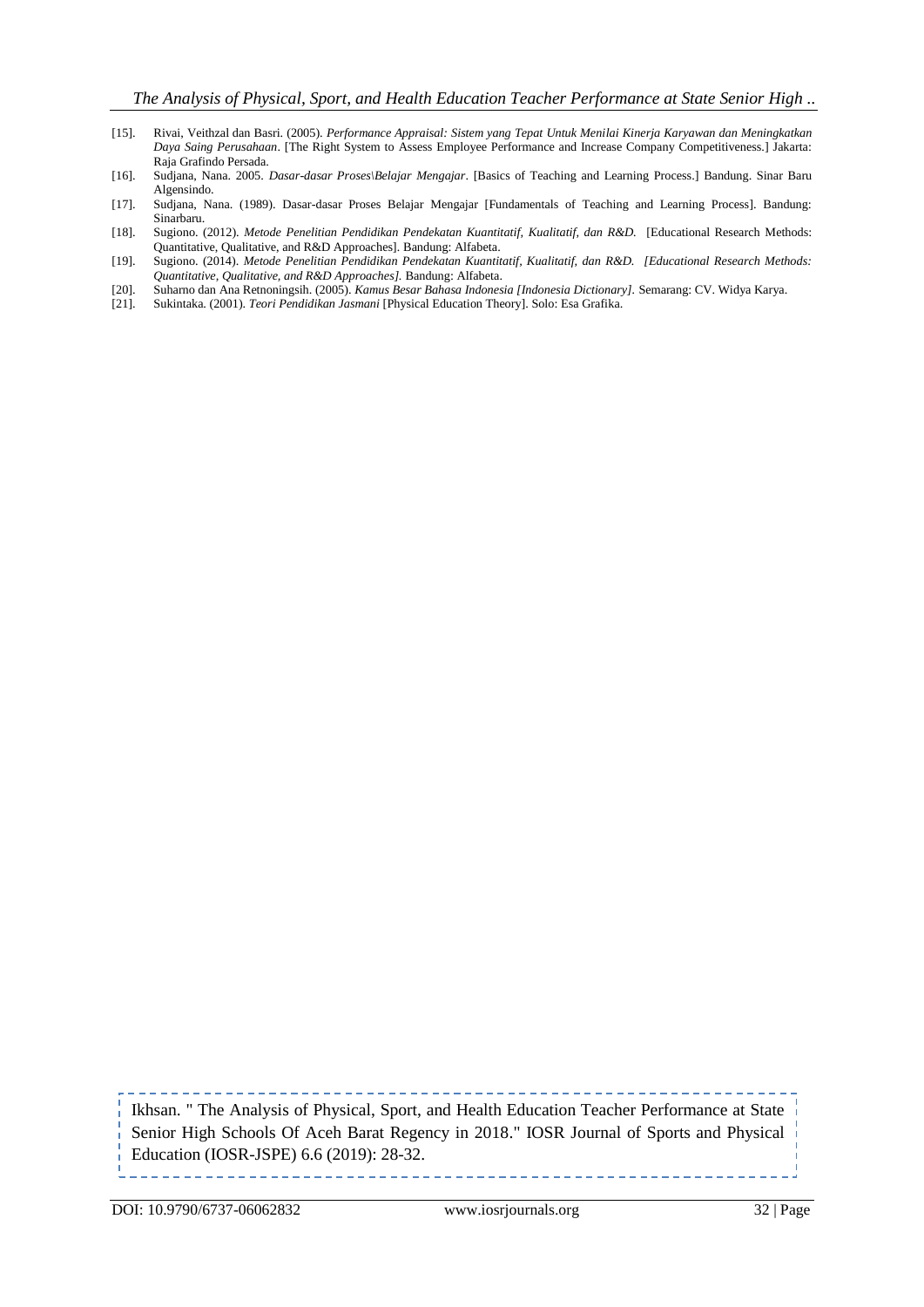[15]. Rivai, Veithzal dan Basri. (2005). *Performance Appraisal: Sistem yang Tepat Untuk Menilai Kinerja Karyawan dan Meningkatkan Daya Saing Perusahaan*. [The Right System to Assess Employee Performance and Increase Company Competitiveness.] Jakarta: Raja Grafindo Persada.

[16]. Sudjana, Nana. 2005. *Dasar-dasar Proses\Belajar Mengajar*. [Basics of Teaching and Learning Process.] Bandung. Sinar Baru Algensindo.

[17]. Sudjana, Nana. (1989). Dasar-dasar Proses Belajar Mengajar [Fundamentals of Teaching and Learning Process]. Bandung: Sinarbaru.

[18]. Sugiono. (2012). *Metode Penelitian Pendidikan Pendekatan Kuantitatif, Kualitatif, dan R&D.* [Educational Research Methods: Quantitative, Qualitative, and R&D Approaches]. Bandung: Alfabeta.

[19]. Sugiono. (2014). *Metode Penelitian Pendidikan Pendekatan Kuantitatif, Kualitatif, dan R&D. [Educational Research Methods: Quantitative, Qualitative, and R&D Approaches].* Bandung: Alfabeta.

[20]. Suharno dan Ana Retnoningsih. (2005). *Kamus Besar Bahasa Indonesia [Indonesia Dictionary]*. Semarang: CV. Widya Karya.

[21]. Sukintaka. (2001). *Teori Pendidikan Jasmani* [Physical Education Theory]. Solo: Esa Grafika.

Ikhsan. " The Analysis of Physical, Sport, and Health Education Teacher Performance at State Senior High Schools Of Aceh Barat Regency in 2018." IOSR Journal of Sports and Physical Education (IOSR-JSPE) 6.6 (2019): 28-32.